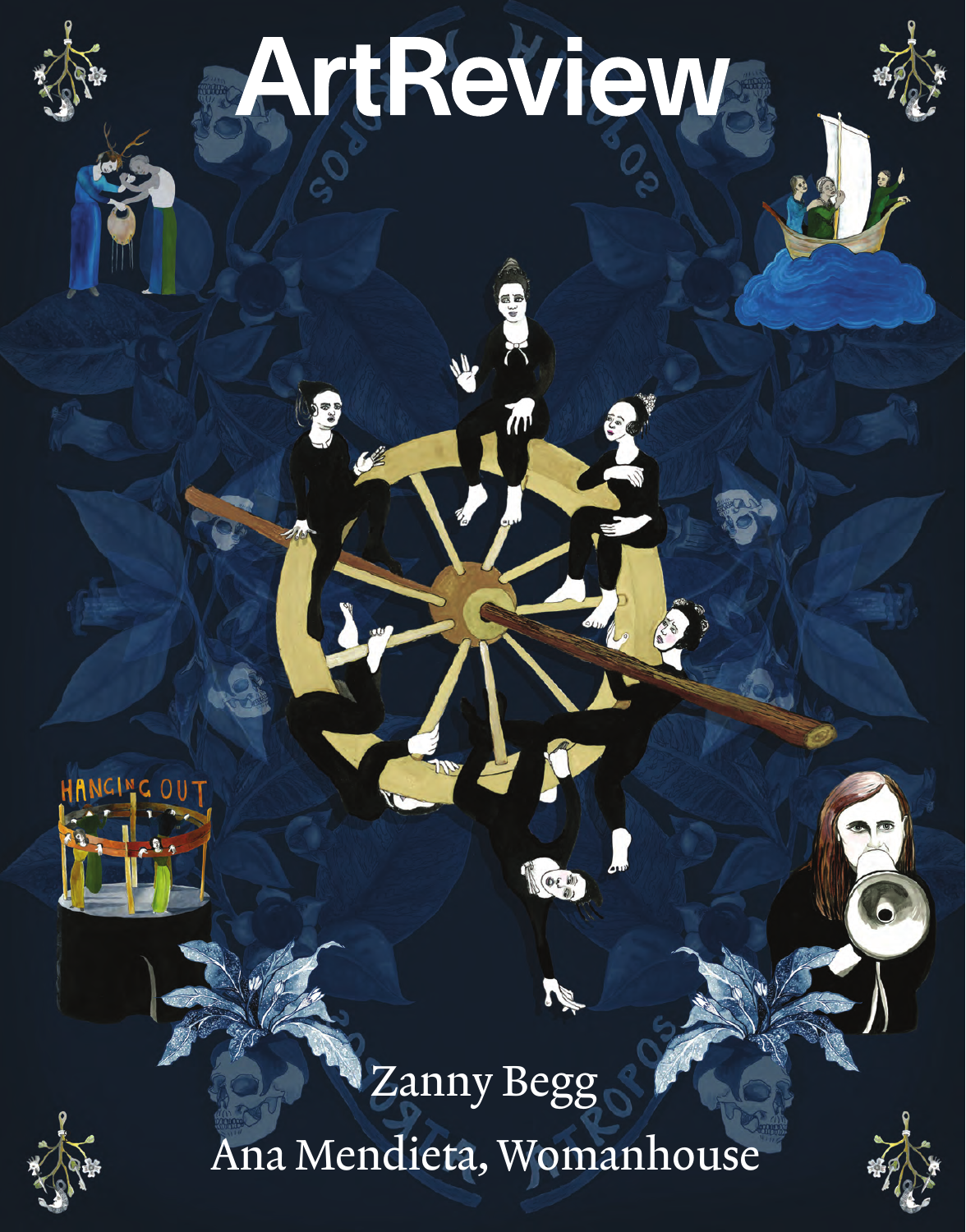# ArtReview

Zanny Begg

Ana Mendieta, Womanhouse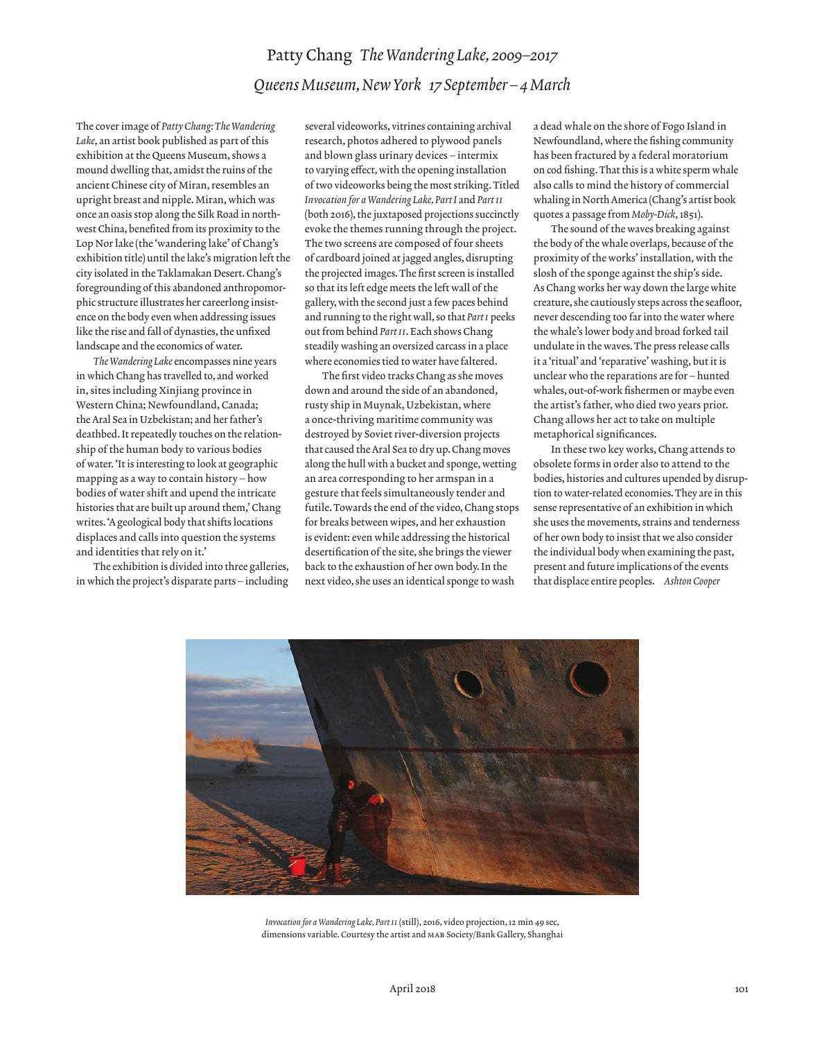# Patty Chang *The Wandering Lake, 2009–2017*

## *Queens Museum, New York 17 September – 4 March*

The cover image of *Patty Chang: The Wandering Lake*, an artist book published as part of this exhibition at the Queens Museum, shows a mound dwelling that, amidst the ruins of the ancient Chinese city of Miran, resembles an upright breast and nipple. Miran, which was once an oasis stop along the Silk Road in northwest China, benefited from its proximity to the Lop Nor lake (the 'wandering lake' of Chang's exhibition title) until the lake's migration left the city isolated in the Taklamakan Desert. Chang's foregrounding of this abandoned anthropomorphic structure illustrates her careerlong insistence on the body even when addressing issues like the rise and fall of dynasties, the unfixed landscape and the economics of water.

*The Wandering Lake* encompasses nine years in which Chang has travelled to, and worked in, sites including Xinjiang province in Western China; Newfoundland, Canada; the Aral Sea in Uzbekistan; and her father's deathbed. It repeatedly touches on the relationship of the human body to various bodies of water. 'It is interesting to look at geographic mapping as a way to contain history – how bodies of water shift and upend the intricate histories that are built up around them,' Chang writes. 'A geological body that shifts locations displaces and calls into question the systems and identities that rely on it.'

The exhibition is divided into three galleries, in which the project's disparate parts – including several videoworks, vitrines containing archival research, photos adhered to plywood panels and blown glass urinary devices – intermix to varying effect, with the opening installation of two videoworks being the most striking. Titled *Invocation for a Wandering Lake, Part I* and *Part II* (both 2016), the juxtaposed projections succinctly evoke the themes running through the project. The two screens are composed of four sheets of cardboard joined at jagged angles, disrupting the projected images. The first screen is installed so that its left edge meets the left wall of the gallery, with the second just a few paces behind and running to the right wall, so that *Part I* peeks out from behind *Part II*. Each shows Chang steadily washing an oversized carcass in a place where economies tied to water have faltered.

The first video tracks Chang as she moves down and around the side of an abandoned, rusty ship in Muynak, Uzbekistan, where a once-thriving maritime community was destroyed by Soviet river-diversion projects that caused the Aral Sea to dry up. Chang moves along the hull with a bucket and sponge, wetting an area corresponding to her armspan in a gesture that feels simultaneously tender and futile. Towards the end of the video, Chang stops for breaks between wipes, and her exhaustion is evident: even while addressing the historical desertification of the site, she brings the viewer back to the exhaustion of her own body. In the next video, she uses an identical sponge to wash a dead whale on the shore of Fogo Island in Newfoundland, where the fishing community has been fractured by a federal moratorium on cod fishing. That this is a white sperm whale also calls to mind the history of commercial whaling in North America (Chang's artist book quotes a passage from *Moby-Dick*, 1851).

The sound of the waves breaking against the body of the whale overlaps, because of the proximity of the works' installation, with the slosh of the sponge against the ship's side. As Chang works her way down the large white creature, she cautiously steps across the seafloor, never descending too far into the water where the whale's lower body and broad forked tail undulate in the waves. The press release calls it a 'ritual' and 'reparative' washing, but it is unclear who the reparations are for – hunted whales, out-of-work fishermen or maybe even the artist's father, who died two years prior. Chang allows her act to take on multiple metaphorical significances.

In these two key works, Chang attends to obsolete forms in order also to attend to the bodies, histories and cultures upended by disruption to water-related economies. They are in this sense representative of an exhibition in which she uses the movements, strains and tenderness of her own body to insist that we also consider the individual body when examining the past, present and future implications of the events that displace entire peoples. *Ashton Cooper*

*Invocation for a Wandering Lake, Part II* (still), 2016, video projection, 12 min 49 sec, dimensions variable. Courtesy the artist and MAB Society/Bank Gallery, Shanghai